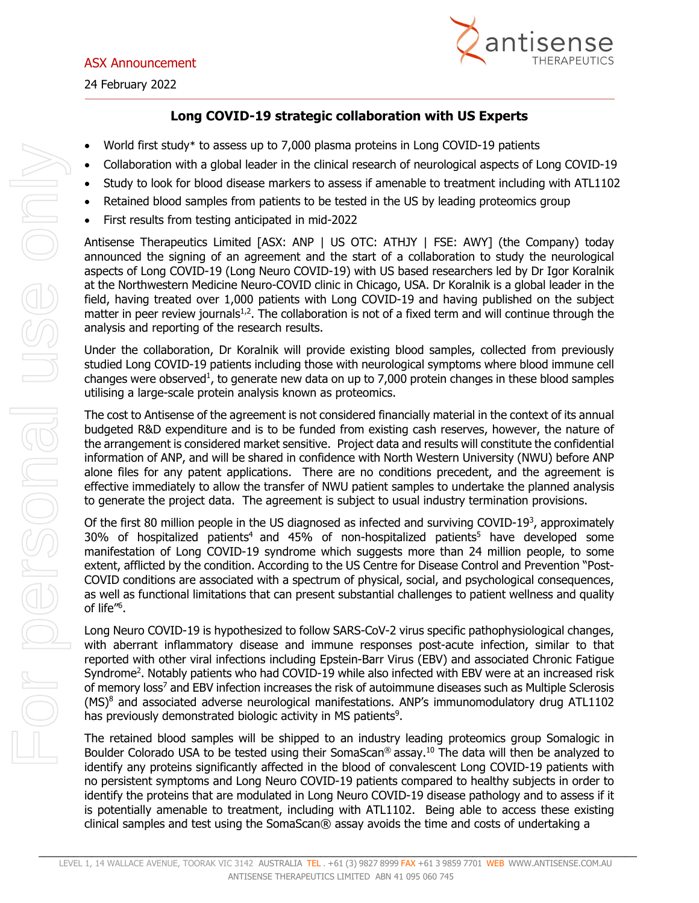ASX Announcement

24 February 2022

## Long COVID-19 strategic collaboration with US Experts

- World first study* to assess up to 7,000 plasma proteins in Long COVID-19 patients
- Collaboration with a global leader in the clinical research of neurological aspects of Long COVID-19
- Study to look for blood disease markers to assess if amenable to treatment including with ATL1102
- Retained blood samples from patients to be tested in the US by leading proteomics group
- First results from testing anticipated in mid-2022

Antisense Therapeutics Limited [ASX: ANP | US OTC: ATHJY | FSE: AWY] (the Company) today announced the signing of an agreement and the start of a collaboration to study the neurological aspects of Long COVID-19 (Long Neuro COVID-19) with US based researchers led by Dr Igor Koralnik at the Northwestern Medicine Neuro-COVID clinic in Chicago, USA. Dr Koralnik is a global leader in the field, having treated over 1,000 patients with Long COVID-19 and having published on the subject matter in peer review journals[1,2]. The collaboration is not of a fixed term and will continue through the analysis and reporting of the research results.

Under the collaboration, Dr Koralnik will provide existing blood samples, collected from previously studied Long COVID-19 patients including those with neurological symptoms where blood immune cell changes were observed[1], to generate new data on up to 7,000 protein changes in these blood samples utilising a large-scale protein analysis known as proteomics.

The cost to Antisense of the agreement is not considered financially material in the context of its annual budgeted R&D expenditure and is to be funded from existing cash reserves, however, the nature of the arrangement is considered market sensitive. Project data and results will constitute the confidential information of ANP, and will be shared in confidence with North Western University (NWU) before ANP alone files for any patent applications. There are no conditions precedent, and the agreement is effective immediately to allow the transfer of NWU patient samples to undertake the planned analysis to generate the project data. The agreement is subject to usual industry termination provisions.

Of the first 80 million people in the US diagnosed as infected and surviving COVID-19[3], approximately 30% of hospitalized patients[4] and 45% of non-hospitalized patients[5] have developed some manifestation of Long COVID-19 syndrome which suggests more than 24 million people, to some extent, afflicted by the condition. According to the US Centre for Disease Control and Prevention "Post-COVID conditions are associated with a spectrum of physical, social, and psychological consequences, as well as functional limitations that can present substantial challenges to patient wellness and quality of life"[6].

Long Neuro COVID-19 is hypothesized to follow SARS-CoV-2 virus specific pathophysiological changes, with aberrant inflammatory disease and immune responses post-acute infection, similar to that reported with other viral infections including Epstein-Barr Virus (EBV) and associated Chronic Fatigue Syndrome[2]. Notably patients who had COVID-19 while also infected with EBV were at an increased risk of memory loss[7] and EBV infection increases the risk of autoimmune diseases such as Multiple Sclerosis (MS)[8] and associated adverse neurological manifestations. ANP's immunomodulatory drug ATL1102 has previously demonstrated biologic activity in MS patients[9].

The retained blood samples will be shipped to an industry leading proteomics group Somalogic in Boulder Colorado USA to be tested using their SomaScan® assay.[10] The data will then be analyzed to identify any proteins significantly affected in the blood of convalescent Long COVID-19 patients with no persistent symptoms and Long Neuro COVID-19 patients compared to healthy subjects in order to identify the proteins that are modulated in Long Neuro COVID-19 disease pathology and to assess if it is potentially amenable to treatment, including with ATL1102. Being able to access these existing clinical samples and test using the SomaScan® assay avoids the time and costs of undertaking a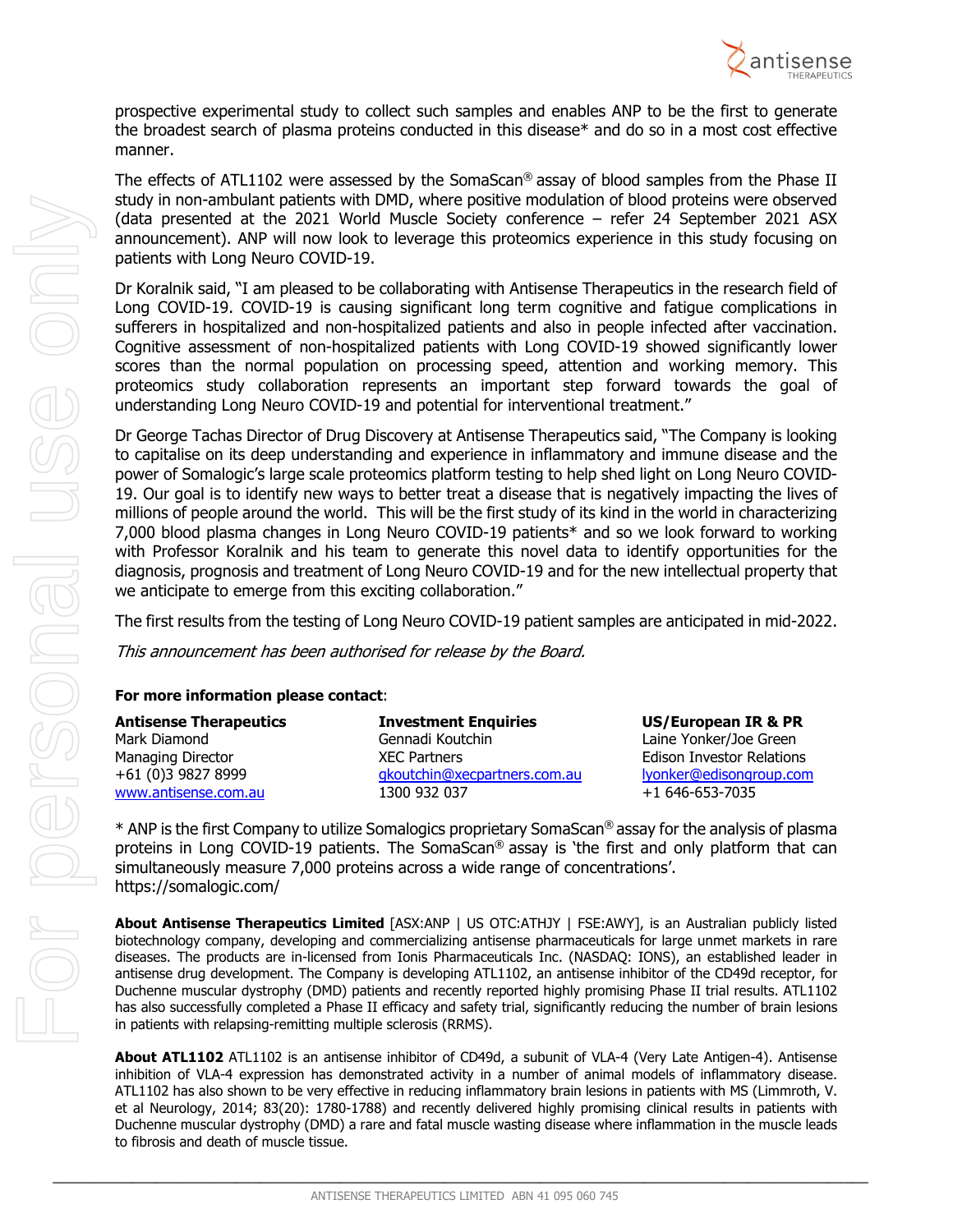prospective experimental study to collect such samples and enables ANP to be the first to generate the broadest search of plasma proteins conducted in this disease* and do so in a most cost effective manner.

The effects of ATL1102 were assessed by the SomaScan® assay of blood samples from the Phase II study in non-ambulant patients with DMD, where positive modulation of blood proteins were observed (data presented at the 2021 World Muscle Society conference – refer 24 September 2021 ASX announcement). ANP will now look to leverage this proteomics experience in this study focusing on patients with Long Neuro COVID-19.

Dr Koralnik said, "I am pleased to be collaborating with Antisense Therapeutics in the research field of Long COVID-19. COVID-19 is causing significant long term cognitive and fatigue complications in sufferers in hospitalized and non-hospitalized patients and also in people infected after vaccination. Cognitive assessment of non-hospitalized patients with Long COVID-19 showed significantly lower scores than the normal population on processing speed, attention and working memory. This proteomics study collaboration represents an important step forward towards the goal of understanding Long Neuro COVID-19 and potential for interventional treatment."

Dr George Tachas Director of Drug Discovery at Antisense Therapeutics said, "The Company is looking to capitalise on its deep understanding and experience in inflammatory and immune disease and the power of Somalogic's large scale proteomics platform testing to help shed light on Long Neuro COVID-19. Our goal is to identify new ways to better treat a disease that is negatively impacting the lives of millions of people around the world. This will be the first study of its kind in the world in characterizing 7,000 blood plasma changes in Long Neuro COVID-19 patients* and so we look forward to working with Professor Koralnik and his team to generate this novel data to identify opportunities for the diagnosis, prognosis and treatment of Long Neuro COVID-19 and for the new intellectual property that we anticipate to emerge from this exciting collaboration."

The first results from the testing of Long Neuro COVID-19 patient samples are anticipated in mid-2022.

*This announcement has been authorised for release by the Board.*

**For more information please contact**:

| **Antisense Therapeutics** | **Investment Enquiries** | **US/European IR & PR** |
|---|---|---|
| Mark Diamond | Gennadi Koutchin | Laine Yonker/Joe Green |
| Managing Director | XEC Partners | Edison Investor Relations |
| +61 (0)3 9827 8999 | gkoutchin@xecpartners.com.au | lyonker@edisongroup.com |
| www.antisense.com.au | 1300 932 037 | +1 646-653-7035 |

* ANP is the first Company to utilize Somalogics proprietary SomaScan® assay for the analysis of plasma proteins in Long COVID-19 patients. The SomaScan® assay is 'the first and only platform that can simultaneously measure 7,000 proteins across a wide range of concentrations'. https://somalogic.com/

**About Antisense Therapeutics Limited** [ASX:ANP | US OTC:ATHJY | FSE:AWY], is an Australian publicly listed biotechnology company, developing and commercializing antisense pharmaceuticals for large unmet markets in rare diseases. The products are in-licensed from Ionis Pharmaceuticals Inc. (NASDAQ: IONS), an established leader in antisense drug development. The Company is developing ATL1102, an antisense inhibitor of the CD49d receptor, for Duchenne muscular dystrophy (DMD) patients and recently reported highly promising Phase II trial results. ATL1102 has also successfully completed a Phase II efficacy and safety trial, significantly reducing the number of brain lesions in patients with relapsing-remitting multiple sclerosis (RRMS).

**About ATL1102** ATL1102 is an antisense inhibitor of CD49d, a subunit of VLA-4 (Very Late Antigen-4). Antisense inhibition of VLA-4 expression has demonstrated activity in a number of animal models of inflammatory disease. ATL1102 has also shown to be very effective in reducing inflammatory brain lesions in patients with MS (Limmroth, V. et al Neurology, 2014; 83(20): 1780-1788) and recently delivered highly promising clinical results in patients with Duchenne muscular dystrophy (DMD) a rare and fatal muscle wasting disease where inflammation in the muscle leads to fibrosis and death of muscle tissue.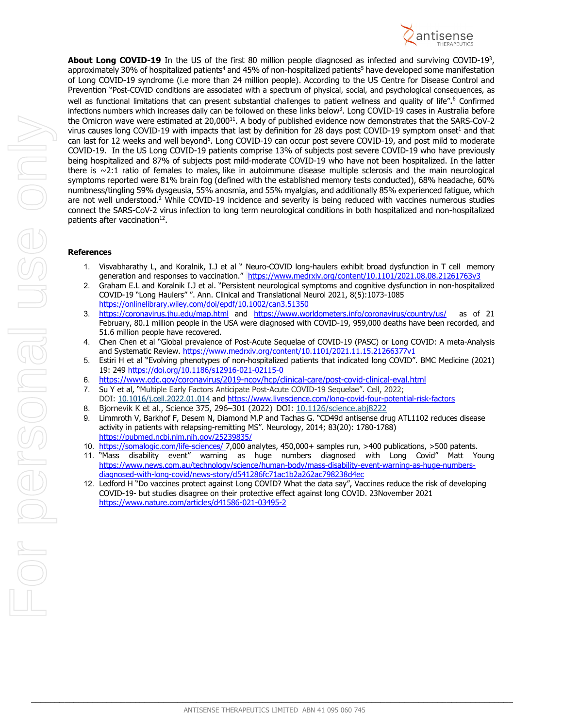**About Long COVID-19** In the US of the first 80 million people diagnosed as infected and surviving COVID-19[3], approximately 30% of hospitalized patients[4] and 45% of non-hospitalized patients[5] have developed some manifestation of Long COVID-19 syndrome (i.e more than 24 million people). According to the US Centre for Disease Control and Prevention "Post-COVID conditions are associated with a spectrum of physical, social, and psychological consequences, as well as functional limitations that can present substantial challenges to patient wellness and quality of life".[6] Confirmed infections numbers which increases daily can be followed on these links below[3]. Long COVID-19 cases in Australia before the Omicron wave were estimated at 20,000[11]. A body of published evidence now demonstrates that the SARS-CoV-2 virus causes long COVID-19 with impacts that last by definition for 28 days post COVID-19 symptom onset[1] and that can last for 12 weeks and well beyond[6]. Long COVID-19 can occur post severe COVID-19, and post mild to moderate COVID-19. In the US Long COVID-19 patients comprise 13% of subjects post severe COVID-19 who have previously being hospitalized and 87% of subjects post mild-moderate COVID-19 who have not been hospitalized. In the latter there is ~2:1 ratio of females to males, like in autoimmune disease multiple sclerosis and the main neurological symptoms reported were 81% brain fog (defined with the established memory tests conducted), 68% headache, 60% numbness/tingling 59% dysgeusia, 55% anosmia, and 55% myalgias, and additionally 85% experienced fatigue, which are not well understood.[2] While COVID-19 incidence and severity is being reduced with vaccines numerous studies connect the SARS-CoV-2 virus infection to long term neurological conditions in both hospitalized and non-hospitalized patients after vaccination[12].

**References**

1. Visvabharathy L, and Koralnik, I.J et al " Neuro-COVID long-haulers exhibit broad dysfunction in T cell memory generation and responses to vaccination." https://www.medrxiv.org/content/10.1101/2021.08.08.21261763v3
2. Graham E.L and Koralnik I.J et al. "Persistent neurological symptoms and cognitive dysfunction in non-hospitalized COVID-19 "Long Haulers" ". Ann. Clinical and Translational Neurol 2021, 8(5):1073-1085 https://onlinelibrary.wiley.com/doi/epdf/10.1002/can3.51350
3. https://coronavirus.jhu.edu/map.html and https://www.worldometers.info/coronavirus/country/us/ as of 21 February, 80.1 million people in the USA were diagnosed with COVID-19, 959,000 deaths have been recorded, and 51.6 million people have recovered.
4. Chen Chen et al "Global prevalence of Post-Acute Sequelae of COVID-19 (PASC) or Long COVID: A meta-Analysis and Systematic Review. https://www.medrxiv.org/content/10.1101/2021.11.15.21266377v1
5. Estiri H et al "Evolving phenotypes of non-hospitalized patients that indicated long COVID". BMC Medicine (2021) 19: 249 https://doi.org/10.1186/s12916-021-02115-0
6. https://www.cdc.gov/coronavirus/2019-ncov/hcp/clinical-care/post-covid-clinical-eval.html
7. Su Y et al, "Multiple Early Factors Anticipate Post-Acute COVID-19 Sequelae". Cell, 2022; DOI: 10.1016/j.cell.2022.01.014 and https://www.livescience.com/long-covid-four-potential-risk-factors
8. Bjornevik K et al., Science 375, 296–301 (2022) DOI: 10.1126/science.abj8222
9. Limmroth V, Barkhof F, Desem N, Diamond M.P and Tachas G. "CD49d antisense drug ATL1102 reduces disease activity in patients with relapsing-remitting MS". Neurology, 2014; 83(20): 1780-1788) https://pubmed.ncbi.nlm.nih.gov/25239835/
10. https://somalogic.com/life-sciences/ 7,000 analytes, 450,000+ samples run, >400 publications, >500 patents.
11. "Mass disability event" warning as huge numbers diagnosed with Long Covid" Matt Young https://www.news.com.au/technology/science/human-body/mass-disability-event-warning-as-huge-numbers-diagnosed-with-long-covid/news-story/d541286fc71ac1b2a262ac798238d4ec
12. Ledford H "Do vaccines protect against Long COVID? What the data say", Vaccines reduce the risk of developing COVID-19- but studies disagree on their protective effect against long COVID. 23November 2021 https://www.nature.com/articles/d41586-021-03495-2